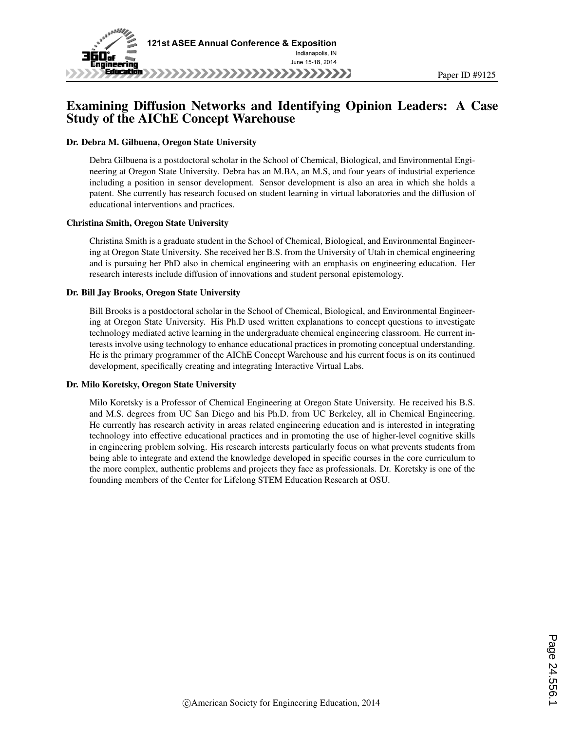# Examining Diffusion Networks and Identifying Opinion Leaders: A Case Study of the AIChE Concept Warehouse

### Dr. Debra M. Gilbuena, Oregon State University

Debra Gilbuena is a postdoctoral scholar in the School of Chemical, Biological, and Environmental Engineering at Oregon State University. Debra has an M.BA, an M.S, and four years of industrial experience including a position in sensor development. Sensor development is also an area in which she holds a patent. She currently has research focused on student learning in virtual laboratories and the diffusion of educational interventions and practices.

### Christina Smith, Oregon State University

Christina Smith is a graduate student in the School of Chemical, Biological, and Environmental Engineering at Oregon State University. She received her B.S. from the University of Utah in chemical engineering and is pursuing her PhD also in chemical engineering with an emphasis on engineering education. Her research interests include diffusion of innovations and student personal epistemology.

### Dr. Bill Jay Brooks, Oregon State University

Bill Brooks is a postdoctoral scholar in the School of Chemical, Biological, and Environmental Engineering at Oregon State University. His Ph.D used written explanations to concept questions to investigate technology mediated active learning in the undergraduate chemical engineering classroom. He current interests involve using technology to enhance educational practices in promoting conceptual understanding. He is the primary programmer of the AIChE Concept Warehouse and his current focus is on its continued development, specifically creating and integrating Interactive Virtual Labs.

### Dr. Milo Koretsky, Oregon State University

Milo Koretsky is a Professor of Chemical Engineering at Oregon State University. He received his B.S. and M.S. degrees from UC San Diego and his Ph.D. from UC Berkeley, all in Chemical Engineering. He currently has research activity in areas related engineering education and is interested in integrating technology into effective educational practices and in promoting the use of higher-level cognitive skills in engineering problem solving. His research interests particularly focus on what prevents students from being able to integrate and extend the knowledge developed in specific courses in the core curriculum to the more complex, authentic problems and projects they face as professionals. Dr. Koretsky is one of the founding members of the Center for Lifelong STEM Education Research at OSU.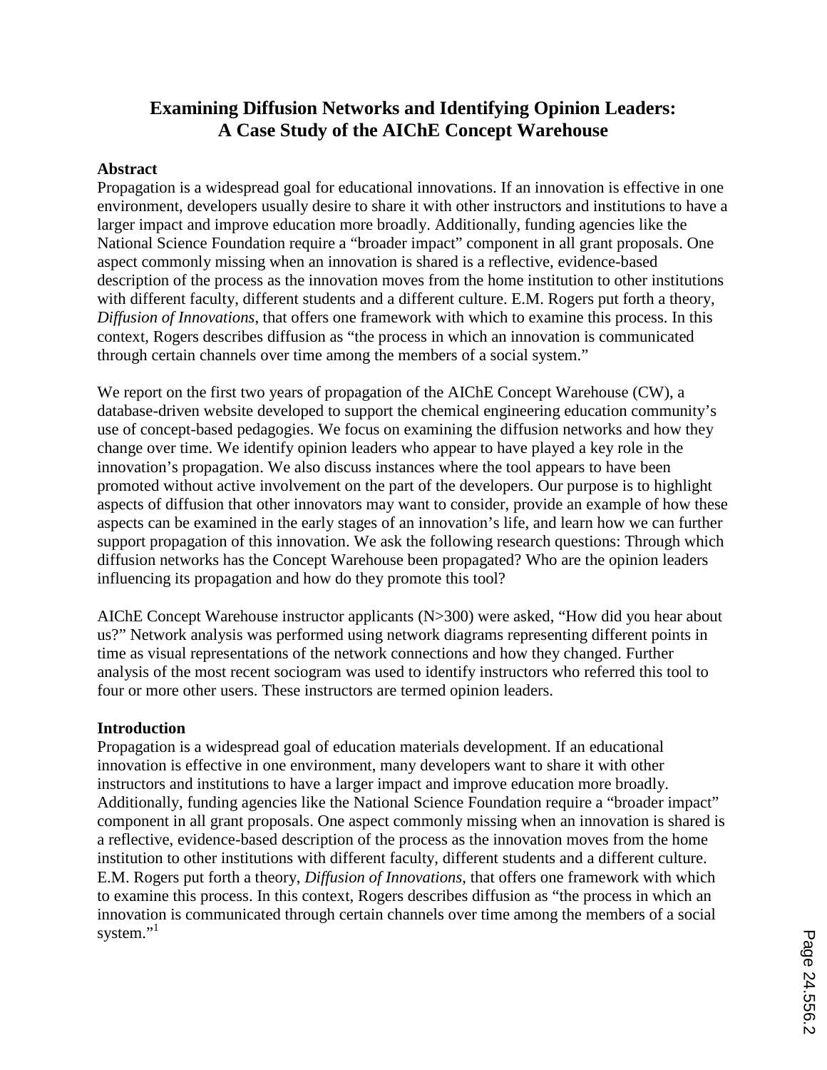# Examining Diffusion Networks and Identifying Opinion Leaders: A Case Study of the AIChE Concept Warehouse

**Abstract**

Propagation is a widespread goal for educational innovations. If an innovation is effective in one environment, developers usually desire to share it with other instructors and institutions to have a larger impact and improve education more broadly. Additionally, funding agencies like the National Science Foundation require a "broader impact" component in all grant proposals. One aspect commonly missing when an innovation is shared is a reflective, evidence-based description of the process as the innovation moves from the home institution to other institutions with different faculty, different students and a different culture. E.M. Rogers put forth a theory, *Diffusion of Innovations*, that offers one framework with which to examine this process. In this context, Rogers describes diffusion as "the process in which an innovation is communicated through certain channels over time among the members of a social system."

We report on the first two years of propagation of the AIChE Concept Warehouse (CW), a database-driven website developed to support the chemical engineering education community's use of concept-based pedagogies. We focus on examining the diffusion networks and how they change over time. We identify opinion leaders who appear to have played a key role in the innovation's propagation. We also discuss instances where the tool appears to have been promoted without active involvement on the part of the developers. Our purpose is to highlight aspects of diffusion that other innovators may want to consider, provide an example of how these aspects can be examined in the early stages of an innovation's life, and learn how we can further support propagation of this innovation. We ask the following research questions: Through which diffusion networks has the Concept Warehouse been propagated? Who are the opinion leaders influencing its propagation and how do they promote this tool?

AIChE Concept Warehouse instructor applicants (N>300) were asked, "How did you hear about us?" Network analysis was performed using network diagrams representing different points in time as visual representations of the network connections and how they changed. Further analysis of the most recent sociogram was used to identify instructors who referred this tool to four or more other users. These instructors are termed opinion leaders.

**Introduction**

Propagation is a widespread goal of education materials development. If an educational innovation is effective in one environment, many developers want to share it with other instructors and institutions to have a larger impact and improve education more broadly. Additionally, funding agencies like the National Science Foundation require a "broader impact" component in all grant proposals. One aspect commonly missing when an innovation is shared is a reflective, evidence-based description of the process as the innovation moves from the home institution to other institutions with different faculty, different students and a different culture. E.M. Rogers put forth a theory, *Diffusion of Innovations*, that offers one framework with which to examine this process. In this context, Rogers describes diffusion as "the process in which an innovation is communicated through certain channels over time among the members of a social system."[1]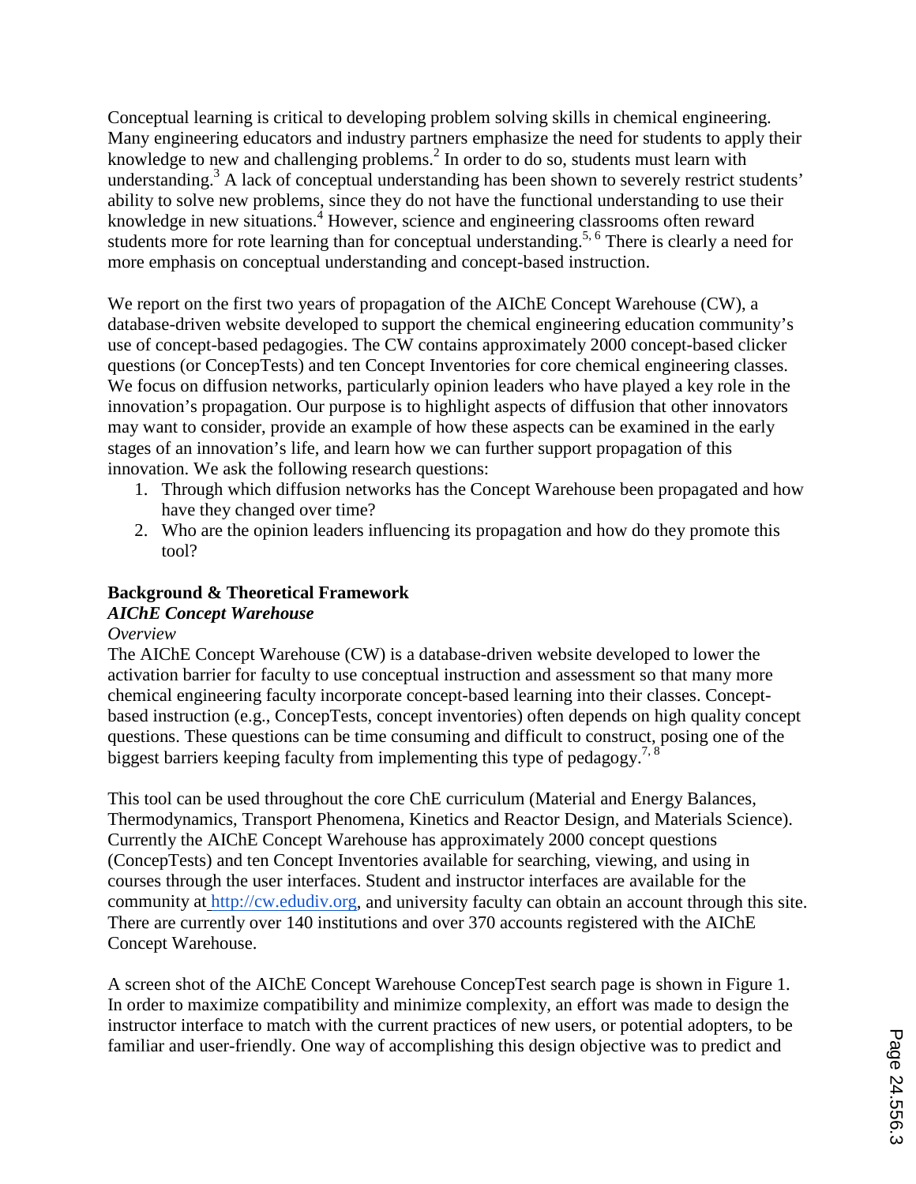Conceptual learning is critical to developing problem solving skills in chemical engineering. Many engineering educators and industry partners emphasize the need for students to apply their knowledge to new and challenging problems.[2] In order to do so, students must learn with understanding.[3] A lack of conceptual understanding has been shown to severely restrict students' ability to solve new problems, since they do not have the functional understanding to use their knowledge in new situations.[4] However, science and engineering classrooms often reward students more for rote learning than for conceptual understanding.[5, 6] There is clearly a need for more emphasis on conceptual understanding and concept-based instruction.

We report on the first two years of propagation of the AIChE Concept Warehouse (CW), a database-driven website developed to support the chemical engineering education community's use of concept-based pedagogies. The CW contains approximately 2000 concept-based clicker questions (or ConcepTests) and ten Concept Inventories for core chemical engineering classes. We focus on diffusion networks, particularly opinion leaders who have played a key role in the innovation's propagation. Our purpose is to highlight aspects of diffusion that other innovators may want to consider, provide an example of how these aspects can be examined in the early stages of an innovation's life, and learn how we can further support propagation of this innovation. We ask the following research questions:

1. Through which diffusion networks has the Concept Warehouse been propagated and how have they changed over time?
2. Who are the opinion leaders influencing its propagation and how do they promote this tool?

## Background & Theoretical Framework

### *AIChE Concept Warehouse*

*Overview*

The AIChE Concept Warehouse (CW) is a database-driven website developed to lower the activation barrier for faculty to use conceptual instruction and assessment so that many more chemical engineering faculty incorporate concept-based learning into their classes. Concept-based instruction (e.g., ConcepTests, concept inventories) often depends on high quality concept questions. These questions can be time consuming and difficult to construct, posing one of the biggest barriers keeping faculty from implementing this type of pedagogy.[7, 8]

This tool can be used throughout the core ChE curriculum (Material and Energy Balances, Thermodynamics, Transport Phenomena, Kinetics and Reactor Design, and Materials Science). Currently the AIChE Concept Warehouse has approximately 2000 concept questions (ConcepTests) and ten Concept Inventories available for searching, viewing, and using in courses through the user interfaces. Student and instructor interfaces are available for the community at http://cw.edudiv.org, and university faculty can obtain an account through this site. There are currently over 140 institutions and over 370 accounts registered with the AIChE Concept Warehouse.

A screen shot of the AIChE Concept Warehouse ConcepTest search page is shown in Figure 1. In order to maximize compatibility and minimize complexity, an effort was made to design the instructor interface to match with the current practices of new users, or potential adopters, to be familiar and user-friendly. One way of accomplishing this design objective was to predict and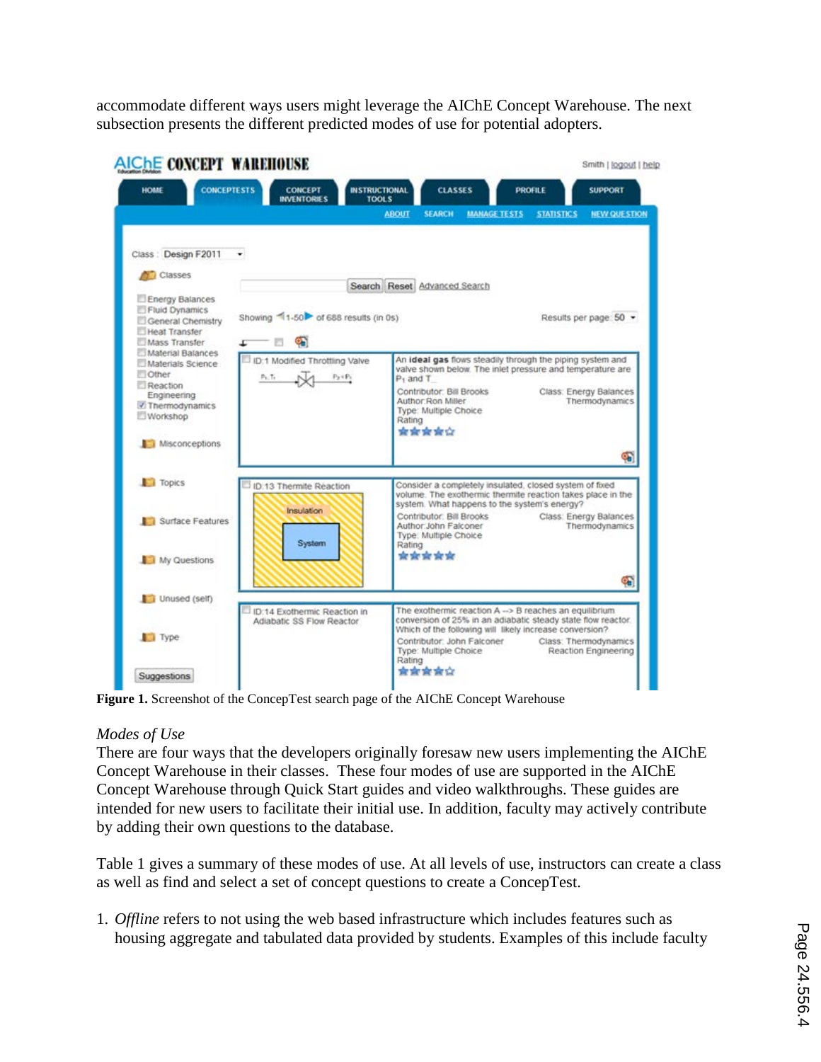accommodate different ways users might leverage the AIChE Concept Warehouse. The next subsection presents the different predicted modes of use for potential adopters.

**Figure 1.** Screenshot of the ConcepTest search page of the AIChE Concept Warehouse

### *Modes of Use*

There are four ways that the developers originally foresaw new users implementing the AIChE Concept Warehouse in their classes. These four modes of use are supported in the AIChE Concept Warehouse through Quick Start guides and video walkthroughs. These guides are intended for new users to facilitate their initial use. In addition, faculty may actively contribute by adding their own questions to the database.

Table 1 gives a summary of these modes of use. At all levels of use, instructors can create a class as well as find and select a set of concept questions to create a ConcepTest.

1. *Offline* refers to not using the web based infrastructure which includes features such as housing aggregate and tabulated data provided by students. Examples of this include faculty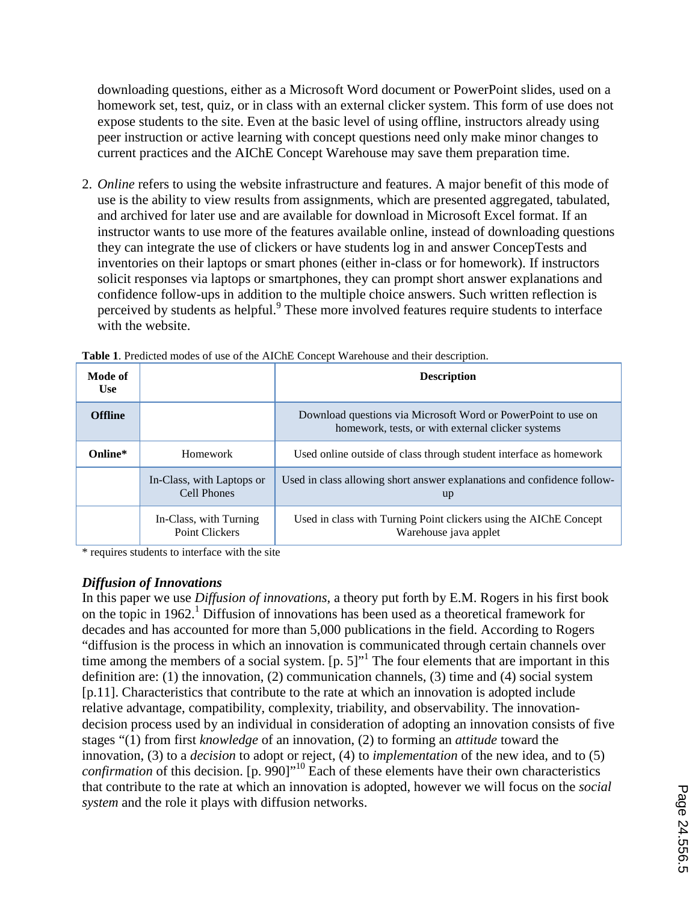downloading questions, either as a Microsoft Word document or PowerPoint slides, used on a homework set, test, quiz, or in class with an external clicker system. This form of use does not expose students to the site. Even at the basic level of using offline, instructors already using peer instruction or active learning with concept questions need only make minor changes to current practices and the AIChE Concept Warehouse may save them preparation time.

2. *Online* refers to using the website infrastructure and features. A major benefit of this mode of use is the ability to view results from assignments, which are presented aggregated, tabulated, and archived for later use and are available for download in Microsoft Excel format. If an instructor wants to use more of the features available online, instead of downloading questions they can integrate the use of clickers or have students log in and answer ConcepTests and inventories on their laptops or smart phones (either in-class or for homework). If instructors solicit responses via laptops or smartphones, they can prompt short answer explanations and confidence follow-ups in addition to the multiple choice answers. Such written reflection is perceived by students as helpful.[9] These more involved features require students to interface with the website.

**Table 1**. Predicted modes of use of the AIChE Concept Warehouse and their description.

| Mode of Use | | Description |
|---|---|---|
| **Offline** | | Download questions via Microsoft Word or PowerPoint to use on homework, tests, or with external clicker systems |
| **Online*** | Homework | Used online outside of class through student interface as homework |
| | In-Class, with Laptops or Cell Phones | Used in class allowing short answer explanations and confidence follow-up |
| | In-Class, with Turning Point Clickers | Used in class with Turning Point clickers using the AIChE Concept Warehouse java applet |

\* requires students to interface with the site

### *Diffusion of Innovations*

In this paper we use *Diffusion of innovations*, a theory put forth by E.M. Rogers in his first book on the topic in 1962.[1] Diffusion of innovations has been used as a theoretical framework for decades and has accounted for more than 5,000 publications in the field. According to Rogers "diffusion is the process in which an innovation is communicated through certain channels over time among the members of a social system. [p. 5]"[1] The four elements that are important in this definition are: (1) the innovation, (2) communication channels, (3) time and (4) social system [p.11]. Characteristics that contribute to the rate at which an innovation is adopted include relative advantage, compatibility, complexity, triability, and observability. The innovation-decision process used by an individual in consideration of adopting an innovation consists of five stages "(1) from first *knowledge* of an innovation, (2) to forming an *attitude* toward the innovation, (3) to a *decision* to adopt or reject, (4) to *implementation* of the new idea, and to (5) *confirmation* of this decision. [p. 990]"[10] Each of these elements have their own characteristics that contribute to the rate at which an innovation is adopted, however we will focus on the *social system* and the role it plays with diffusion networks.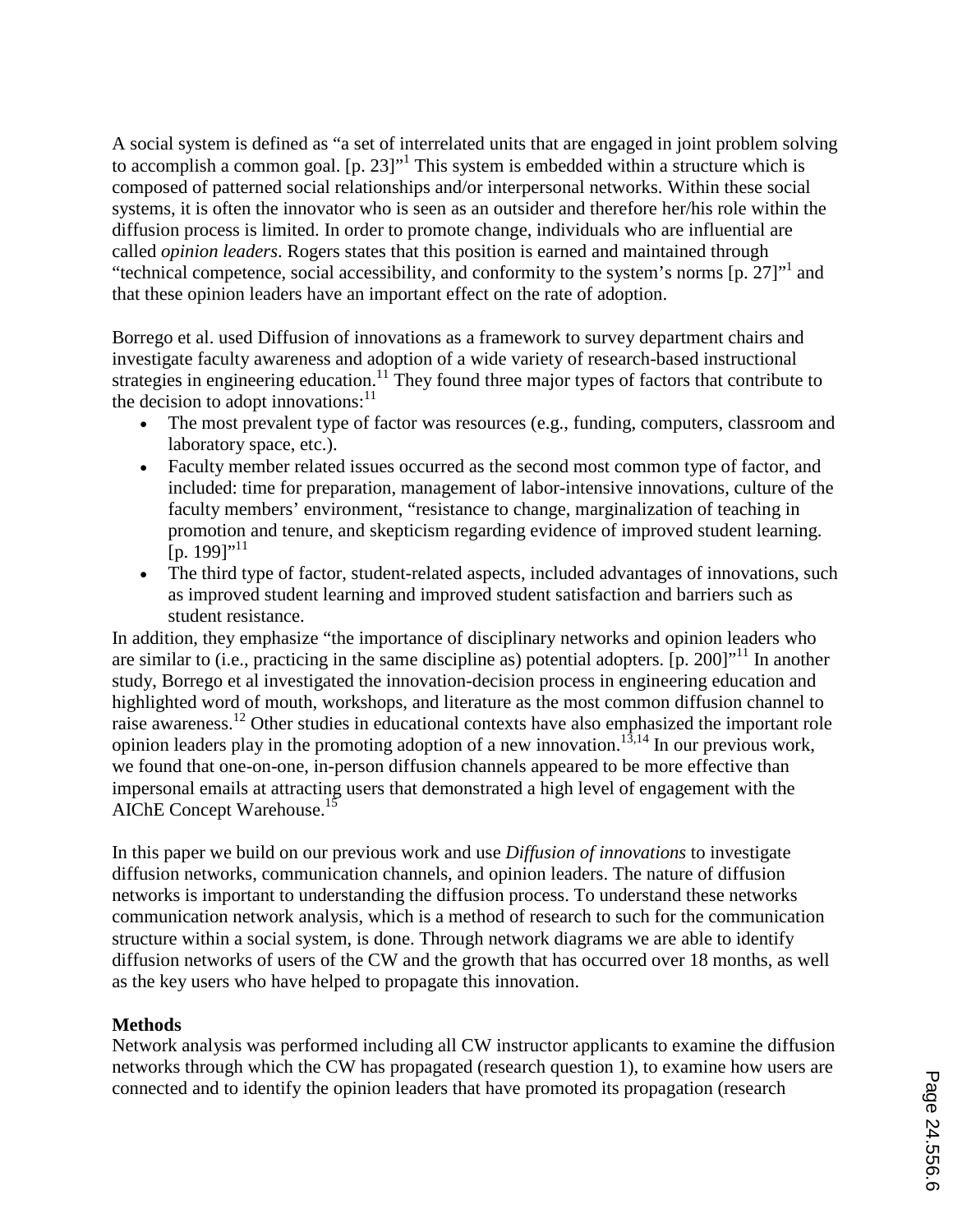A social system is defined as "a set of interrelated units that are engaged in joint problem solving to accomplish a common goal. [p. 23]"[1] This system is embedded within a structure which is composed of patterned social relationships and/or interpersonal networks. Within these social systems, it is often the innovator who is seen as an outsider and therefore her/his role within the diffusion process is limited. In order to promote change, individuals who are influential are called *opinion leaders*. Rogers states that this position is earned and maintained through "technical competence, social accessibility, and conformity to the system's norms [p. 27]"[1] and that these opinion leaders have an important effect on the rate of adoption.

Borrego et al. used Diffusion of innovations as a framework to survey department chairs and investigate faculty awareness and adoption of a wide variety of research-based instructional strategies in engineering education.[11] They found three major types of factors that contribute to the decision to adopt innovations:[11]

- The most prevalent type of factor was resources (e.g., funding, computers, classroom and laboratory space, etc.).
- Faculty member related issues occurred as the second most common type of factor, and included: time for preparation, management of labor-intensive innovations, culture of the faculty members' environment, "resistance to change, marginalization of teaching in promotion and tenure, and skepticism regarding evidence of improved student learning. [p. 199]"[11]
- The third type of factor, student-related aspects, included advantages of innovations, such as improved student learning and improved student satisfaction and barriers such as student resistance.

In addition, they emphasize "the importance of disciplinary networks and opinion leaders who are similar to (i.e., practicing in the same discipline as) potential adopters. [p. 200]"[11] In another study, Borrego et al investigated the innovation-decision process in engineering education and highlighted word of mouth, workshops, and literature as the most common diffusion channel to raise awareness.[12] Other studies in educational contexts have also emphasized the important role opinion leaders play in the promoting adoption of a new innovation.[13,14] In our previous work, we found that one-on-one, in-person diffusion channels appeared to be more effective than impersonal emails at attracting users that demonstrated a high level of engagement with the AIChE Concept Warehouse.[15]

In this paper we build on our previous work and use *Diffusion of innovations* to investigate diffusion networks, communication channels, and opinion leaders. The nature of diffusion networks is important to understanding the diffusion process. To understand these networks communication network analysis, which is a method of research to such for the communication structure within a social system, is done. Through network diagrams we are able to identify diffusion networks of users of the CW and the growth that has occurred over 18 months, as well as the key users who have helped to propagate this innovation.

**Methods**

Network analysis was performed including all CW instructor applicants to examine the diffusion networks through which the CW has propagated (research question 1), to examine how users are connected and to identify the opinion leaders that have promoted its propagation (research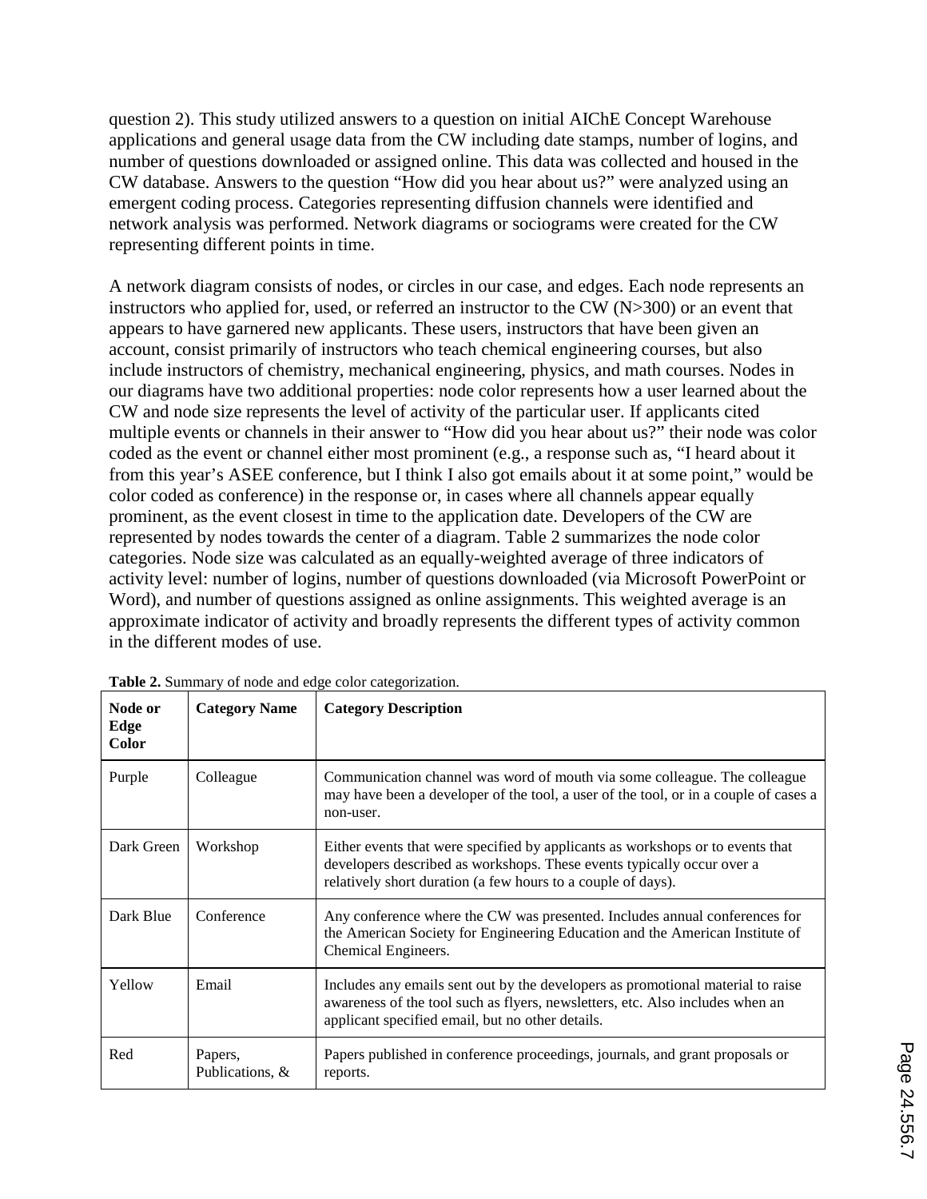question 2). This study utilized answers to a question on initial AIChE Concept Warehouse applications and general usage data from the CW including date stamps, number of logins, and number of questions downloaded or assigned online. This data was collected and housed in the CW database. Answers to the question "How did you hear about us?" were analyzed using an emergent coding process. Categories representing diffusion channels were identified and network analysis was performed. Network diagrams or sociograms were created for the CW representing different points in time.

A network diagram consists of nodes, or circles in our case, and edges. Each node represents an instructors who applied for, used, or referred an instructor to the CW (N>300) or an event that appears to have garnered new applicants. These users, instructors that have been given an account, consist primarily of instructors who teach chemical engineering courses, but also include instructors of chemistry, mechanical engineering, physics, and math courses. Nodes in our diagrams have two additional properties: node color represents how a user learned about the CW and node size represents the level of activity of the particular user. If applicants cited multiple events or channels in their answer to "How did you hear about us?" their node was color coded as the event or channel either most prominent (e.g., a response such as, "I heard about it from this year's ASEE conference, but I think I also got emails about it at some point," would be color coded as conference) in the response or, in cases where all channels appear equally prominent, as the event closest in time to the application date. Developers of the CW are represented by nodes towards the center of a diagram. Table 2 summarizes the node color categories. Node size was calculated as an equally-weighted average of three indicators of activity level: number of logins, number of questions downloaded (via Microsoft PowerPoint or Word), and number of questions assigned as online assignments. This weighted average is an approximate indicator of activity and broadly represents the different types of activity common in the different modes of use.

**Table 2.** Summary of node and edge color categorization.

| Node or Edge Color | Category Name | Category Description |
|---|---|---|
| Purple | Colleague | Communication channel was word of mouth via some colleague. The colleague may have been a developer of the tool, a user of the tool, or in a couple of cases a non-user. |
| Dark Green | Workshop | Either events that were specified by applicants as workshops or to events that developers described as workshops. These events typically occur over a relatively short duration (a few hours to a couple of days). |
| Dark Blue | Conference | Any conference where the CW was presented. Includes annual conferences for the American Society for Engineering Education and the American Institute of Chemical Engineers. |
| Yellow | Email | Includes any emails sent out by the developers as promotional material to raise awareness of the tool such as flyers, newsletters, etc. Also includes when an applicant specified email, but no other details. |
| Red | Papers, Publications, & | Papers published in conference proceedings, journals, and grant proposals or reports. |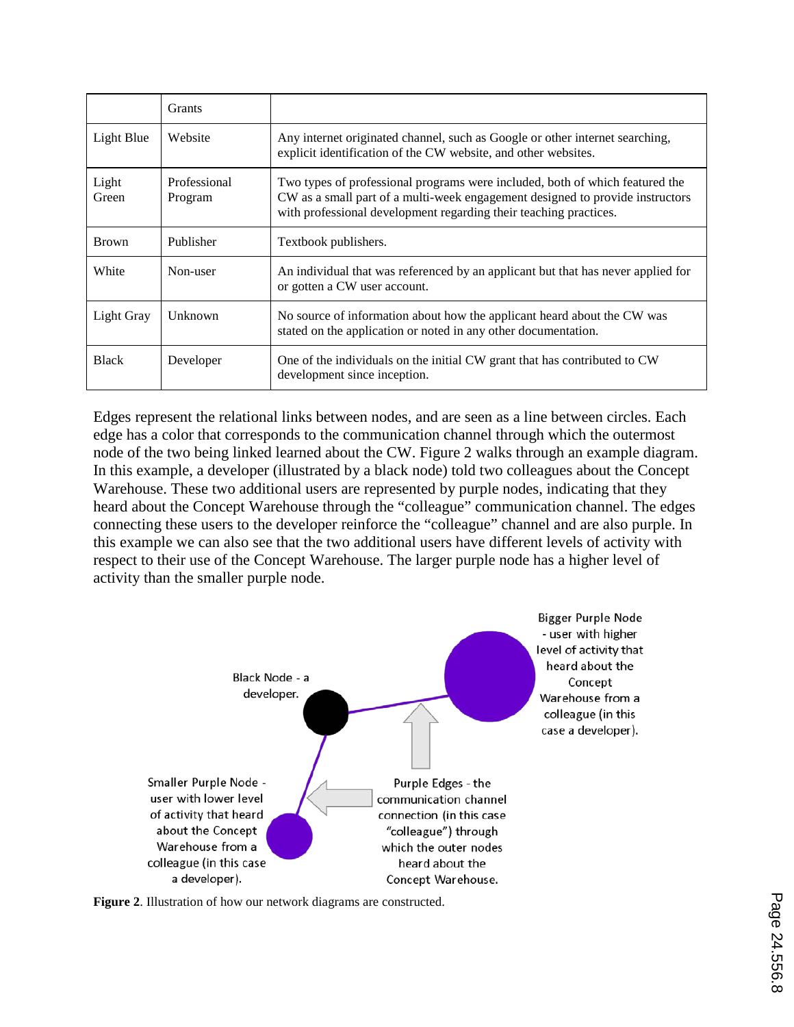| | | |
|---|---|---|
| | Grants | |
| Light Blue | Website | Any internet originated channel, such as Google or other internet searching, explicit identification of the CW website, and other websites. |
| Light Green | Professional Program | Two types of professional programs were included, both of which featured the CW as a small part of a multi-week engagement designed to provide instructors with professional development regarding their teaching practices. |
| Brown | Publisher | Textbook publishers. |
| White | Non-user | An individual that was referenced by an applicant but that has never applied for or gotten a CW user account. |
| Light Gray | Unknown | No source of information about how the applicant heard about the CW was stated on the application or noted in any other documentation. |
| Black | Developer | One of the individuals on the initial CW grant that has contributed to CW development since inception. |

Edges represent the relational links between nodes, and are seen as a line between circles. Each edge has a color that corresponds to the communication channel through which the outermost node of the two being linked learned about the CW. Figure 2 walks through an example diagram. In this example, a developer (illustrated by a black node) told two colleagues about the Concept Warehouse. These two additional users are represented by purple nodes, indicating that they heard about the Concept Warehouse through the "colleague" communication channel. The edges connecting these users to the developer reinforce the "colleague" channel and are also purple. In this example we can also see that the two additional users have different levels of activity with respect to their use of the Concept Warehouse. The larger purple node has a higher level of activity than the smaller purple node.

Black Node - a developer.

Bigger Purple Node - user with higher level of activity that heard about the Concept Warehouse from a colleague (in this case a developer).

Smaller Purple Node - user with lower level of activity that heard about the Concept Warehouse from a colleague (in this case a developer).

Purple Edges - the communication channel connection (in this case "colleague") through which the outer nodes heard about the Concept Warehouse.

**Figure 2**. Illustration of how our network diagrams are constructed.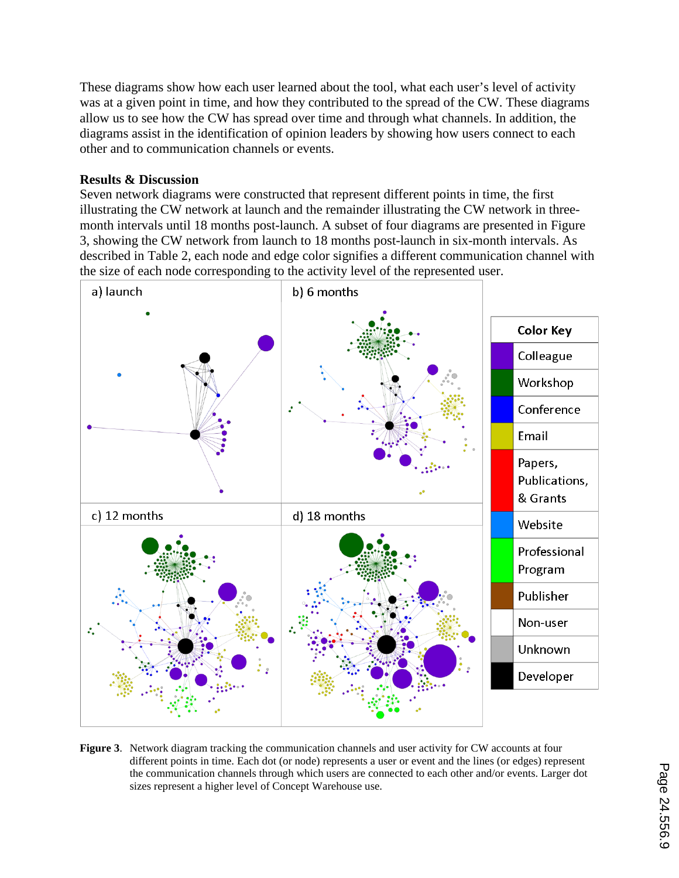These diagrams show how each user learned about the tool, what each user's level of activity was at a given point in time, and how they contributed to the spread of the CW. These diagrams allow us to see how the CW has spread over time and through what channels. In addition, the diagrams assist in the identification of opinion leaders by showing how users connect to each other and to communication channels or events.

**Results & Discussion**

Seven network diagrams were constructed that represent different points in time, the first illustrating the CW network at launch and the remainder illustrating the CW network in three-month intervals until 18 months post-launch. A subset of four diagrams are presented in Figure 3, showing the CW network from launch to 18 months post-launch in six-month intervals. As described in Table 2, each node and edge color signifies a different communication channel with the size of each node corresponding to the activity level of the represented user.

a) launch

b) 6 months

c) 12 months

d) 18 months

Color Key

Colleague

Workshop

Conference

Email

Papers, Publications, & Grants

Website

Professional Program

Publisher

Non-user

Unknown

Developer

**Figure 3**. Network diagram tracking the communication channels and user activity for CW accounts at four different points in time. Each dot (or node) represents a user or event and the lines (or edges) represent the communication channels through which users are connected to each other and/or events. Larger dot sizes represent a higher level of Concept Warehouse use.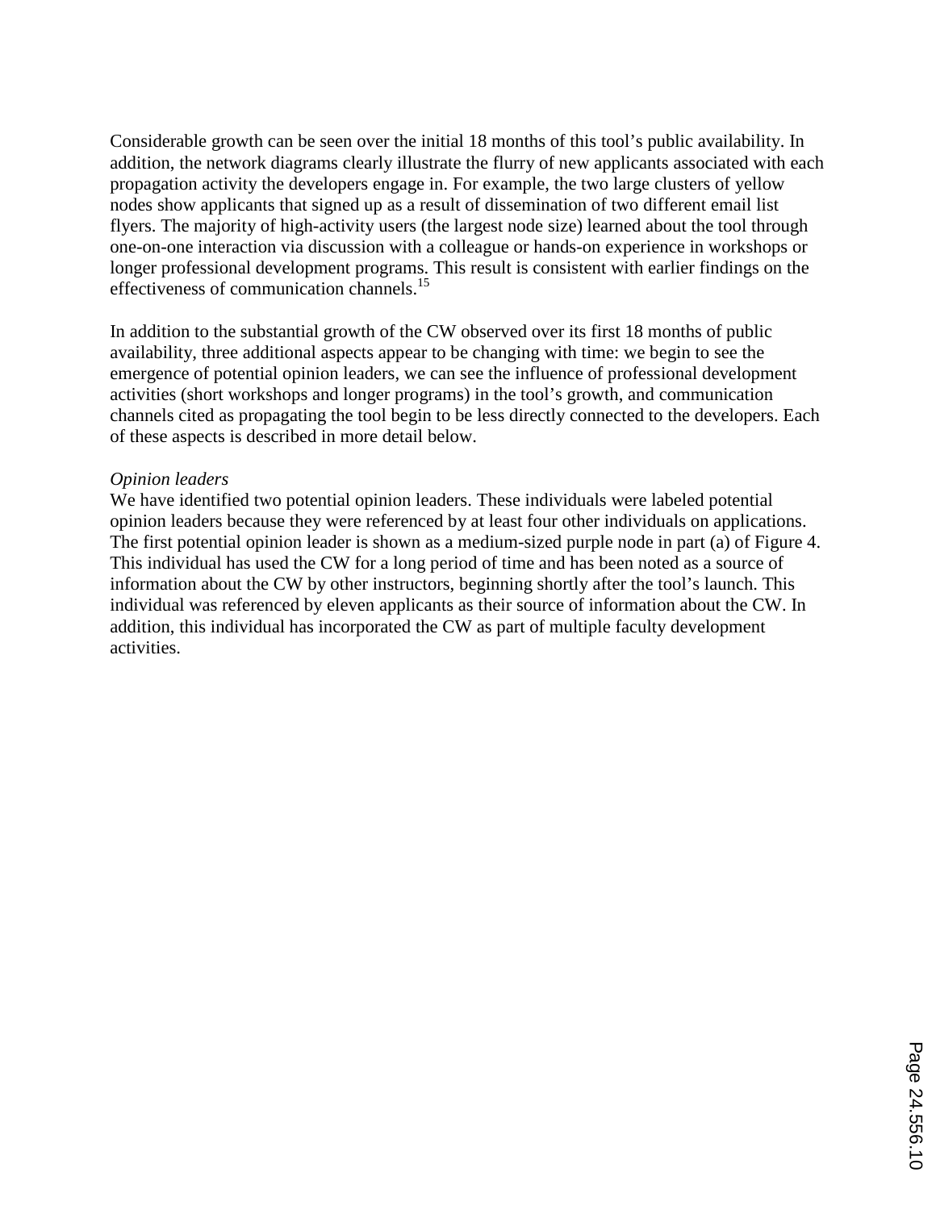Considerable growth can be seen over the initial 18 months of this tool's public availability. In addition, the network diagrams clearly illustrate the flurry of new applicants associated with each propagation activity the developers engage in. For example, the two large clusters of yellow nodes show applicants that signed up as a result of dissemination of two different email list flyers. The majority of high-activity users (the largest node size) learned about the tool through one-on-one interaction via discussion with a colleague or hands-on experience in workshops or longer professional development programs. This result is consistent with earlier findings on the effectiveness of communication channels.[15]

In addition to the substantial growth of the CW observed over its first 18 months of public availability, three additional aspects appear to be changing with time: we begin to see the emergence of potential opinion leaders, we can see the influence of professional development activities (short workshops and longer programs) in the tool's growth, and communication channels cited as propagating the tool begin to be less directly connected to the developers. Each of these aspects is described in more detail below.

*Opinion leaders*

We have identified two potential opinion leaders. These individuals were labeled potential opinion leaders because they were referenced by at least four other individuals on applications. The first potential opinion leader is shown as a medium-sized purple node in part (a) of Figure 4. This individual has used the CW for a long period of time and has been noted as a source of information about the CW by other instructors, beginning shortly after the tool's launch. This individual was referenced by eleven applicants as their source of information about the CW. In addition, this individual has incorporated the CW as part of multiple faculty development activities.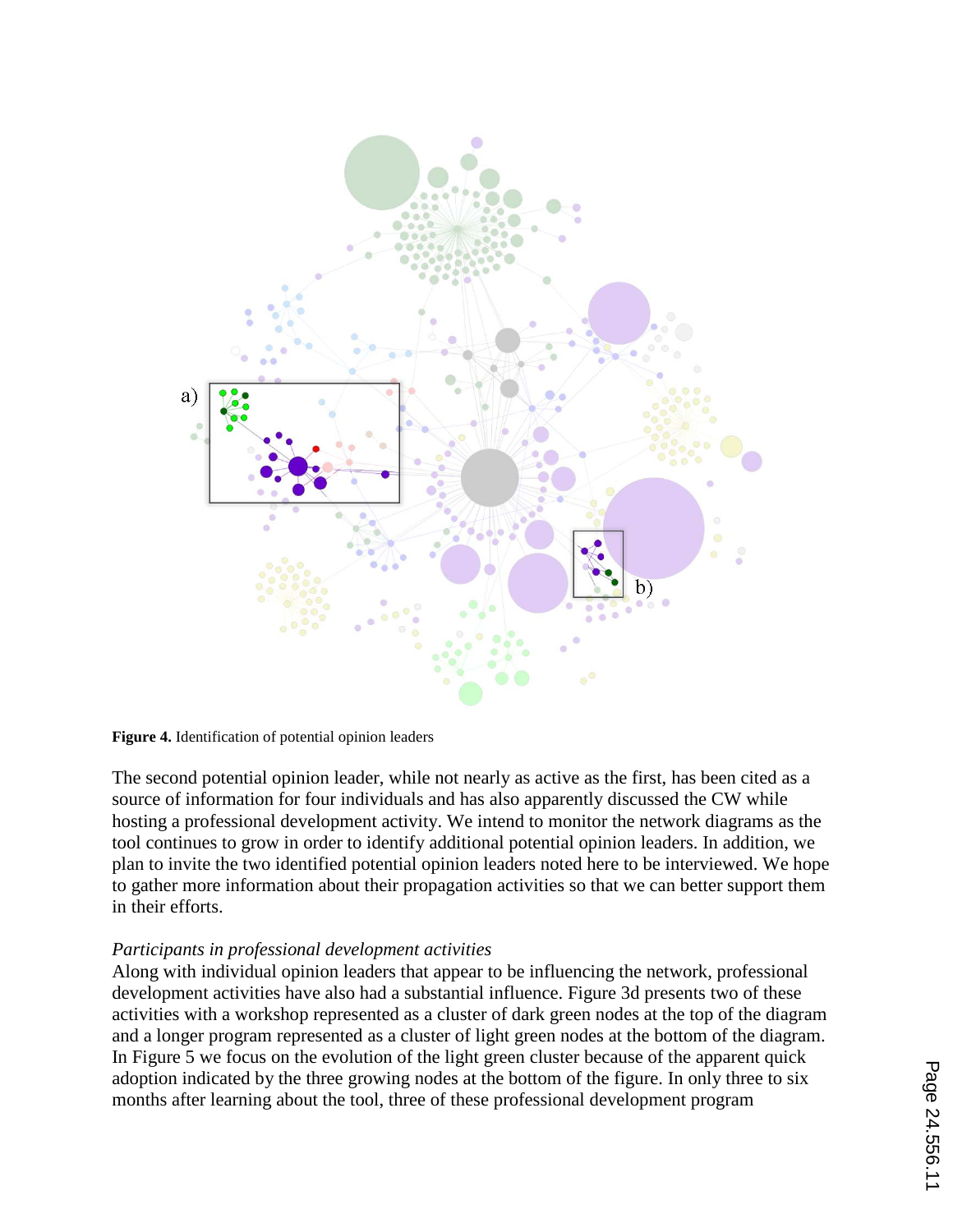a)

b)

**Figure 4.** Identification of potential opinion leaders

The second potential opinion leader, while not nearly as active as the first, has been cited as a source of information for four individuals and has also apparently discussed the CW while hosting a professional development activity. We intend to monitor the network diagrams as the tool continues to grow in order to identify additional potential opinion leaders. In addition, we plan to invite the two identified potential opinion leaders noted here to be interviewed. We hope to gather more information about their propagation activities so that we can better support them in their efforts.

*Participants in professional development activities*

Along with individual opinion leaders that appear to be influencing the network, professional development activities have also had a substantial influence. Figure 3d presents two of these activities with a workshop represented as a cluster of dark green nodes at the top of the diagram and a longer program represented as a cluster of light green nodes at the bottom of the diagram. In Figure 5 we focus on the evolution of the light green cluster because of the apparent quick adoption indicated by the three growing nodes at the bottom of the figure. In only three to six months after learning about the tool, three of these professional development program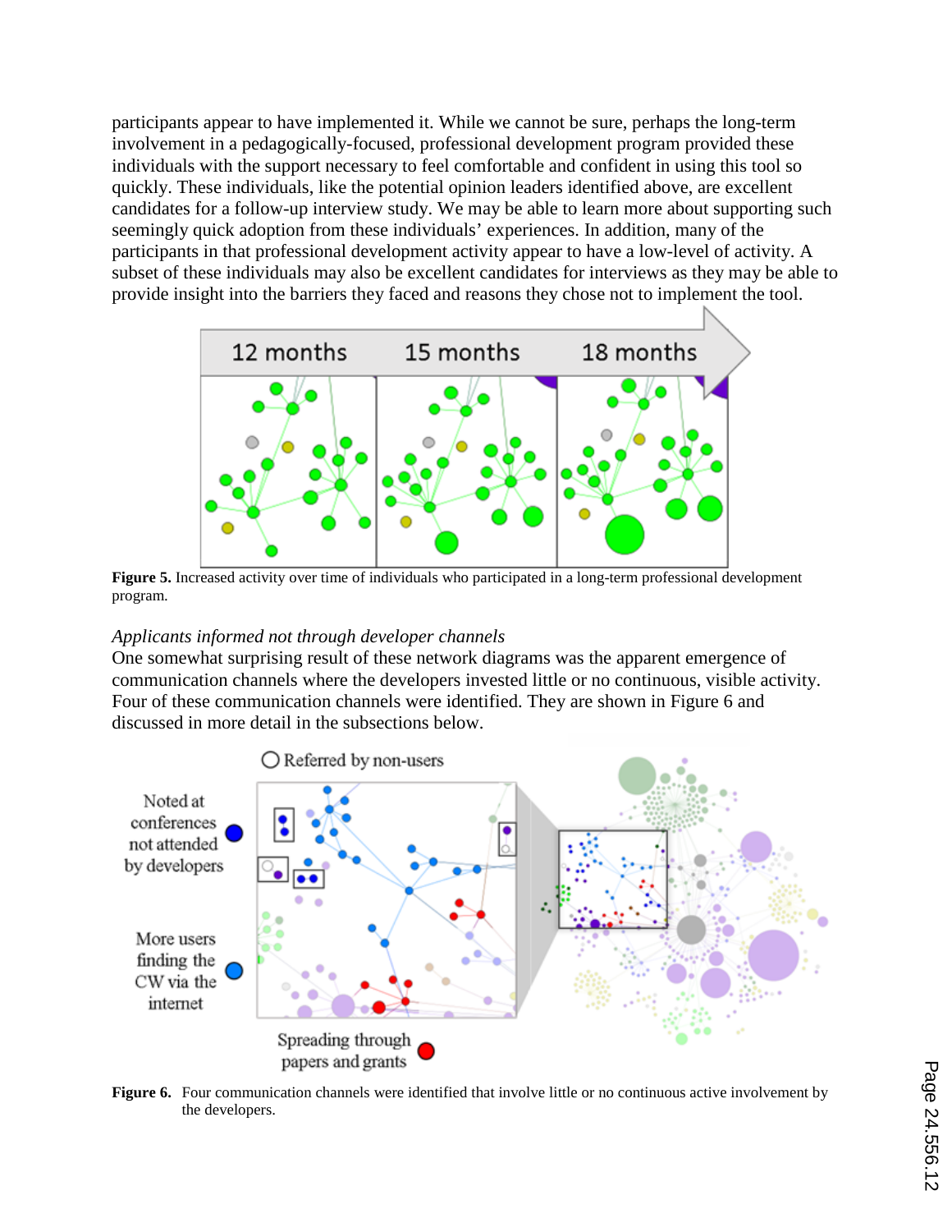participants appear to have implemented it. While we cannot be sure, perhaps the long-term involvement in a pedagogically-focused, professional development program provided these individuals with the support necessary to feel comfortable and confident in using this tool so quickly. These individuals, like the potential opinion leaders identified above, are excellent candidates for a follow-up interview study. We may be able to learn more about supporting such seemingly quick adoption from these individuals' experiences. In addition, many of the participants in that professional development activity appear to have a low-level of activity. A subset of these individuals may also be excellent candidates for interviews as they may be able to provide insight into the barriers they faced and reasons they chose not to implement the tool.

12 months
15 months
18 months

**Figure 5.** Increased activity over time of individuals who participated in a long-term professional development program.

*Applicants informed not through developer channels*

One somewhat surprising result of these network diagrams was the apparent emergence of communication channels where the developers invested little or no continuous, visible activity. Four of these communication channels were identified. They are shown in Figure 6 and discussed in more detail in the subsections below.

Referred by non-users
Noted at conferences not attended by developers
More users finding the CW via the internet
Spreading through papers and grants

**Figure 6.** Four communication channels were identified that involve little or no continuous active involvement by the developers.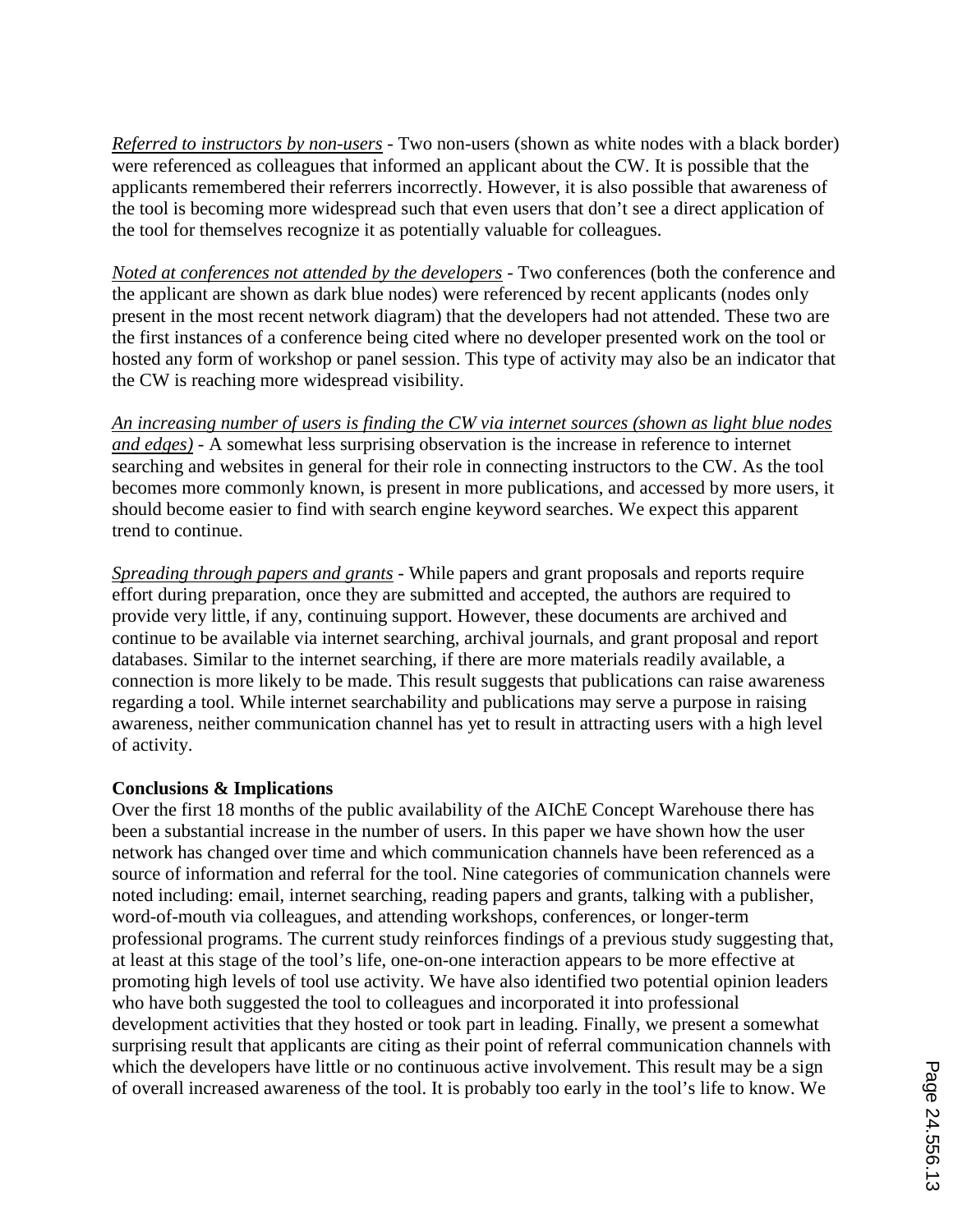<u>*Referred to instructors by non-users*</u> - Two non-users (shown as white nodes with a black border) were referenced as colleagues that informed an applicant about the CW. It is possible that the applicants remembered their referrers incorrectly. However, it is also possible that awareness of the tool is becoming more widespread such that even users that don't see a direct application of the tool for themselves recognize it as potentially valuable for colleagues.

<u>*Noted at conferences not attended by the developers*</u> - Two conferences (both the conference and the applicant are shown as dark blue nodes) were referenced by recent applicants (nodes only present in the most recent network diagram) that the developers had not attended. These two are the first instances of a conference being cited where no developer presented work on the tool or hosted any form of workshop or panel session. This type of activity may also be an indicator that the CW is reaching more widespread visibility.

<u>*An increasing number of users is finding the CW via internet sources (shown as light blue nodes and edges)*</u> - A somewhat less surprising observation is the increase in reference to internet searching and websites in general for their role in connecting instructors to the CW. As the tool becomes more commonly known, is present in more publications, and accessed by more users, it should become easier to find with search engine keyword searches. We expect this apparent trend to continue.

<u>*Spreading through papers and grants*</u> - While papers and grant proposals and reports require effort during preparation, once they are submitted and accepted, the authors are required to provide very little, if any, continuing support. However, these documents are archived and continue to be available via internet searching, archival journals, and grant proposal and report databases. Similar to the internet searching, if there are more materials readily available, a connection is more likely to be made. This result suggests that publications can raise awareness regarding a tool. While internet searchability and publications may serve a purpose in raising awareness, neither communication channel has yet to result in attracting users with a high level of activity.

**Conclusions & Implications**

Over the first 18 months of the public availability of the AIChE Concept Warehouse there has been a substantial increase in the number of users. In this paper we have shown how the user network has changed over time and which communication channels have been referenced as a source of information and referral for the tool. Nine categories of communication channels were noted including: email, internet searching, reading papers and grants, talking with a publisher, word-of-mouth via colleagues, and attending workshops, conferences, or longer-term professional programs. The current study reinforces findings of a previous study suggesting that, at least at this stage of the tool's life, one-on-one interaction appears to be more effective at promoting high levels of tool use activity. We have also identified two potential opinion leaders who have both suggested the tool to colleagues and incorporated it into professional development activities that they hosted or took part in leading. Finally, we present a somewhat surprising result that applicants are citing as their point of referral communication channels with which the developers have little or no continuous active involvement. This result may be a sign of overall increased awareness of the tool. It is probably too early in the tool's life to know. We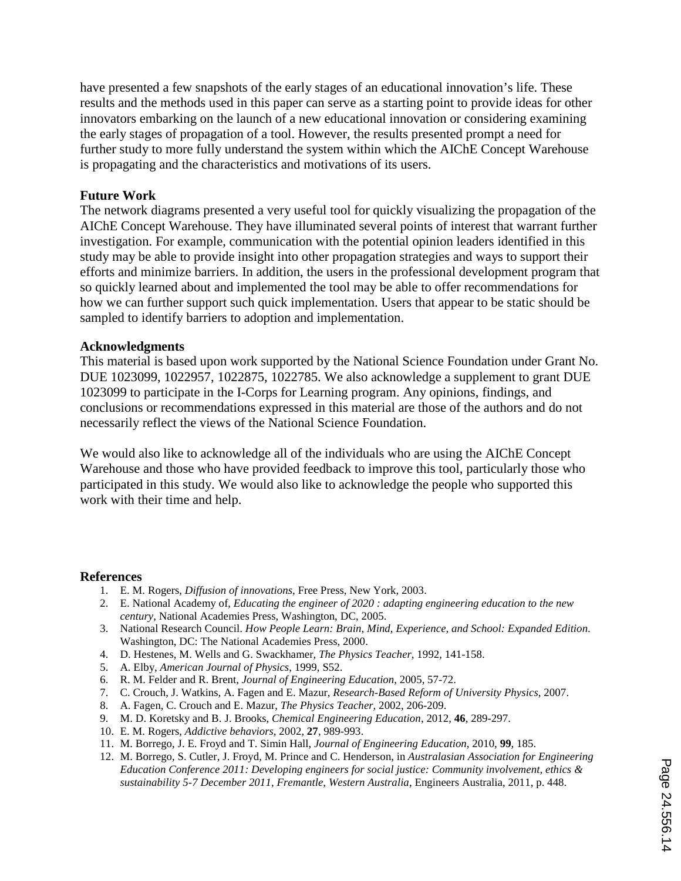have presented a few snapshots of the early stages of an educational innovation's life. These results and the methods used in this paper can serve as a starting point to provide ideas for other innovators embarking on the launch of a new educational innovation or considering examining the early stages of propagation of a tool. However, the results presented prompt a need for further study to more fully understand the system within which the AIChE Concept Warehouse is propagating and the characteristics and motivations of its users.

**Future Work**

The network diagrams presented a very useful tool for quickly visualizing the propagation of the AIChE Concept Warehouse. They have illuminated several points of interest that warrant further investigation. For example, communication with the potential opinion leaders identified in this study may be able to provide insight into other propagation strategies and ways to support their efforts and minimize barriers. In addition, the users in the professional development program that so quickly learned about and implemented the tool may be able to offer recommendations for how we can further support such quick implementation. Users that appear to be static should be sampled to identify barriers to adoption and implementation.

**Acknowledgments**

This material is based upon work supported by the National Science Foundation under Grant No. DUE 1023099, 1022957, 1022875, 1022785. We also acknowledge a supplement to grant DUE 1023099 to participate in the I-Corps for Learning program. Any opinions, findings, and conclusions or recommendations expressed in this material are those of the authors and do not necessarily reflect the views of the National Science Foundation.

We would also like to acknowledge all of the individuals who are using the AIChE Concept Warehouse and those who have provided feedback to improve this tool, particularly those who participated in this study. We would also like to acknowledge the people who supported this work with their time and help.

**References**

1. E. M. Rogers, *Diffusion of innovations*, Free Press, New York, 2003.
2. E. National Academy of, *Educating the engineer of 2020 : adapting engineering education to the new century*, National Academies Press, Washington, DC, 2005.
3. National Research Council. *How People Learn: Brain, Mind, Experience, and School: Expanded Edition*. Washington, DC: The National Academies Press, 2000.
4. D. Hestenes, M. Wells and G. Swackhamer, *The Physics Teacher*, 1992, 141-158.
5. A. Elby, *American Journal of Physics*, 1999, S52.
6. R. M. Felder and R. Brent, *Journal of Engineering Education*, 2005, 57-72.
7. C. Crouch, J. Watkins, A. Fagen and E. Mazur, *Research-Based Reform of University Physics*, 2007.
8. A. Fagen, C. Crouch and E. Mazur, *The Physics Teacher*, 2002, 206-209.
9. M. D. Koretsky and B. J. Brooks, *Chemical Engineering Education*, 2012, **46**, 289-297.
10. E. M. Rogers, *Addictive behaviors*, 2002, **27**, 989-993.
11. M. Borrego, J. E. Froyd and T. Simin Hall, *Journal of Engineering Education*, 2010, **99**, 185.
12. M. Borrego, S. Cutler, J. Froyd, M. Prince and C. Henderson, in *Australasian Association for Engineering Education Conference 2011: Developing engineers for social justice: Community involvement, ethics & sustainability 5-7 December 2011, Fremantle, Western Australia*, Engineers Australia, 2011, p. 448.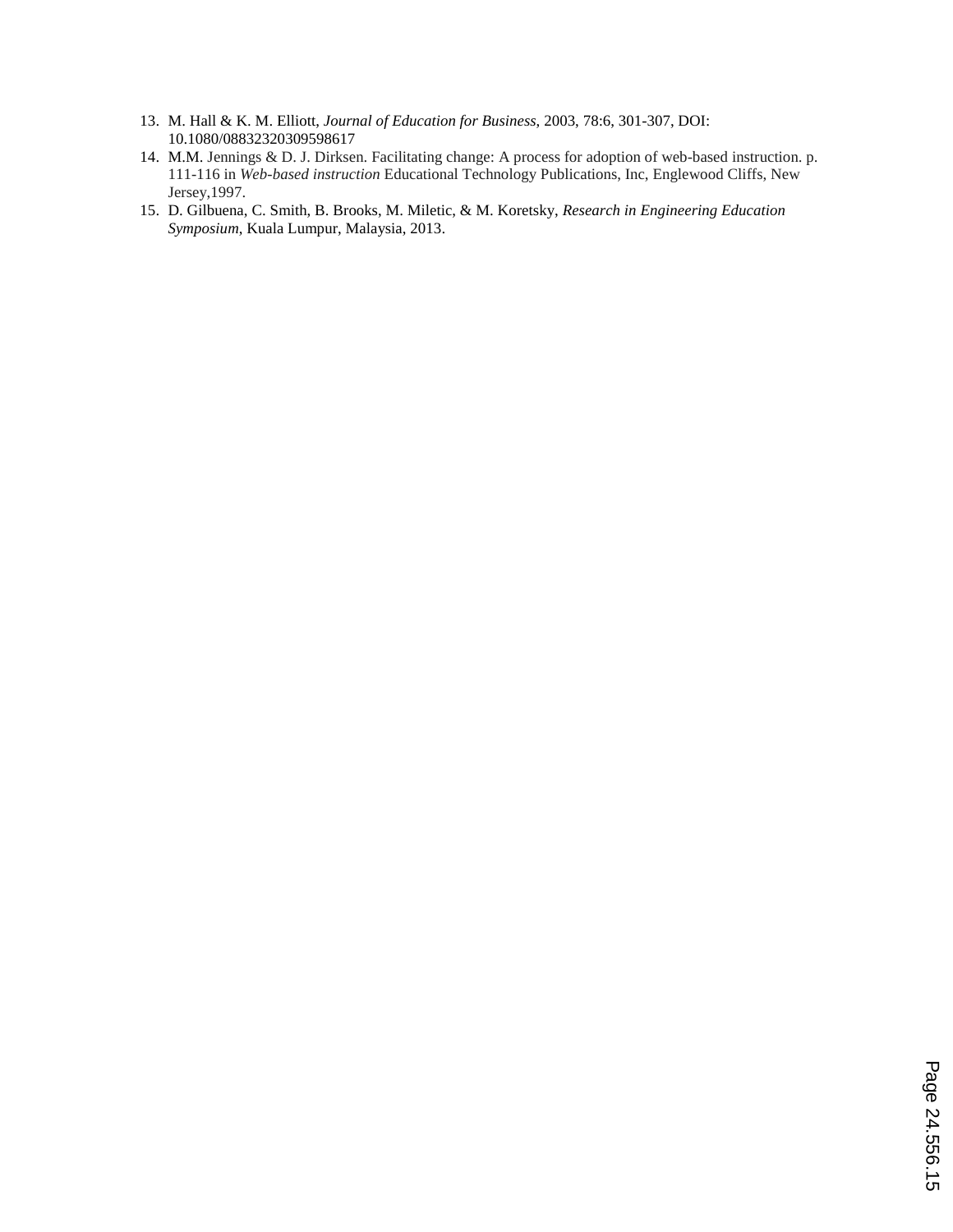13. M. Hall & K. M. Elliott, *Journal of Education for Business*, 2003, 78:6, 301-307, DOI: 10.1080/08832320309598617
14. M.M. Jennings & D. J. Dirksen. Facilitating change: A process for adoption of web-based instruction. p. 111-116 in *Web-based instruction* Educational Technology Publications, Inc, Englewood Cliffs, New Jersey,1997.
15. D. Gilbuena, C. Smith, B. Brooks, M. Miletic, & M. Koretsky, *Research in Engineering Education Symposium*, Kuala Lumpur, Malaysia, 2013.